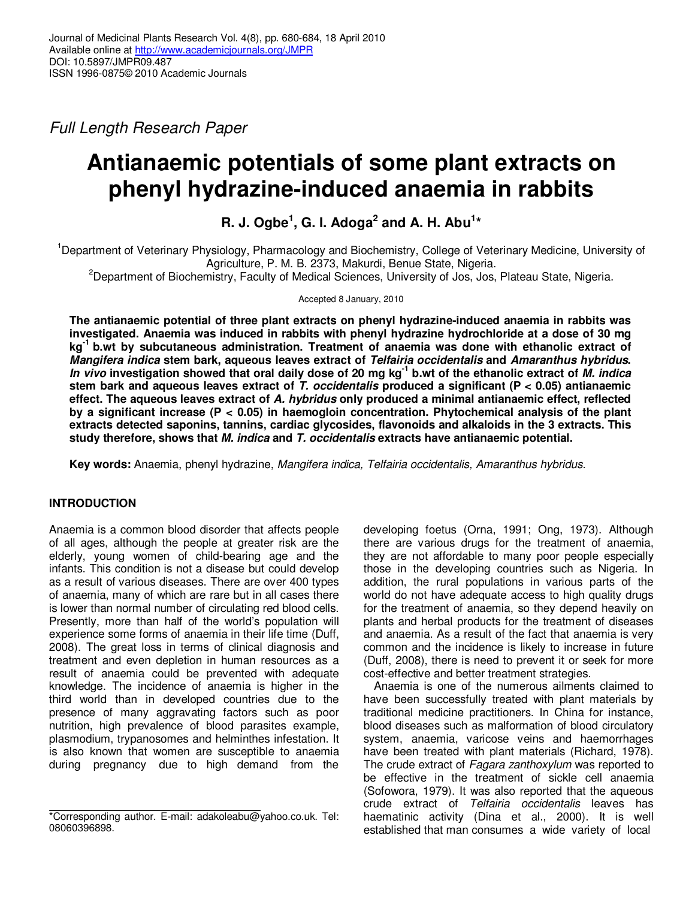Full Length Research Paper

# Antianaemic potentials of some plant extracts on phenyl hydrazine-induced anaemia in rabbits

**R. J. Ogbe[1], G. I. Adoga[2] and A. H. Abu[1]***

[1]Department of Veterinary Physiology, Pharmacology and Biochemistry, College of Veterinary Medicine, University of Agriculture, P. M. B. 2373, Makurdi, Benue State, Nigeria.

[2]Department of Biochemistry, Faculty of Medical Sciences, University of Jos, Jos, Plateau State, Nigeria.

Accepted 8 January, 2010

**The antianaemic potential of three plant extracts on phenyl hydrazine-induced anaemia in rabbits was investigated. Anaemia was induced in rabbits with phenyl hydrazine hydrochloride at a dose of 30 mg $kg^{-1}$ b.wt by subcutaneous administration. Treatment of anaemia was done with ethanolic extract of *Mangifera indica* stem bark, aqueous leaves extract of *Telfairia occidentalis* and *Amaranthus hybridus*. *In vivo* investigation showed that oral daily dose of 20 mg $kg^{-1}$ b.wt of the ethanolic extract of *M. indica* stem bark and aqueous leaves extract of *T. occidentalis* produced a significant ($P < 0.05$) antianaemic effect. The aqueous leaves extract of *A. hybridus* only produced a minimal antianaemic effect, reflected by a significant increase ($P < 0.05$) in haemogloin concentration. Phytochemical analysis of the plant extracts detected saponins, tannins, cardiac glycosides, flavonoids and alkaloids in the 3 extracts. This study therefore, shows that *M. indica* and *T. occidentalis* extracts have antianaemic potential.**

**Key words:** Anaemia, phenyl hydrazine, *Mangifera indica, Telfairia occidentalis, Amaranthus hybridus.*

## INTRODUCTION

Anaemia is a common blood disorder that affects people of all ages, although the people at greater risk are the elderly, young women of child-bearing age and the infants. This condition is not a disease but could develop as a result of various diseases. There are over 400 types of anaemia, many of which are rare but in all cases there is lower than normal number of circulating red blood cells. Presently, more than half of the world's population will experience some forms of anaemia in their life time (Duff, 2008). The great loss in terms of clinical diagnosis and treatment and even depletion in human resources as a result of anaemia could be prevented with adequate knowledge. The incidence of anaemia is higher in the third world than in developed countries due to the presence of many aggravating factors such as poor nutrition, high prevalence of blood parasites example, plasmodium, trypanosomes and helminthes infestation. It is also known that women are susceptible to anaemia during pregnancy due to high demand from the developing foetus (Orna, 1991; Ong, 1973). Although there are various drugs for the treatment of anaemia, they are not affordable to many poor people especially those in the developing countries such as Nigeria. In addition, the rural populations in various parts of the world do not have adequate access to high quality drugs for the treatment of anaemia, so they depend heavily on plants and herbal products for the treatment of diseases and anaemia. As a result of the fact that anaemia is very common and the incidence is likely to increase in future (Duff, 2008), there is need to prevent it or seek for more cost-effective and better treatment strategies.

Anaemia is one of the numerous ailments claimed to have been successfully treated with plant materials by traditional medicine practitioners. In China for instance, blood diseases such as malformation of blood circulatory system, anaemia, varicose veins and haemorrhages have been treated with plant materials (Richard, 1978). The crude extract of *Fagara zanthoxylum* was reported to be effective in the treatment of sickle cell anaemia (Sofowora, 1979). It was also reported that the aqueous crude extract of *Telfairia occidentalis* leaves has haematinic activity (Dina et al., 2000). It is well established that man consumes a wide variety of local

*Corresponding author. E-mail: adakoleabu@yahoo.co.uk. Tel: 08060396898.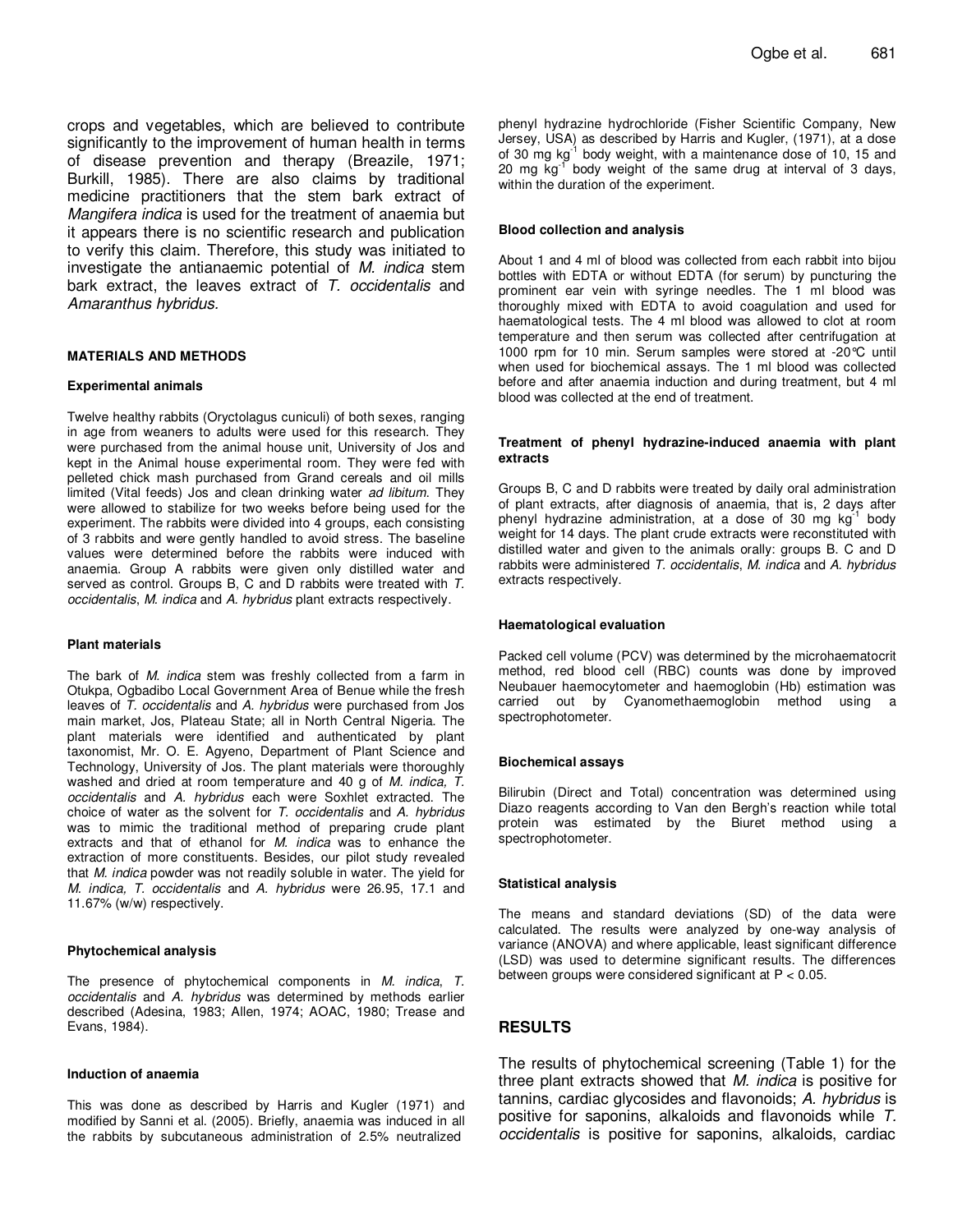crops and vegetables, which are believed to contribute significantly to the improvement of human health in terms of disease prevention and therapy (Breazile, 1971; Burkill, 1985). There are also claims by traditional medicine practitioners that the stem bark extract of *Mangifera indica* is used for the treatment of anaemia but it appears there is no scientific research and publication to verify this claim. Therefore, this study was initiated to investigate the antianaemic potential of *M. indica* stem bark extract, the leaves extract of *T. occidentalis* and *Amaranthus hybridus.*

## MATERIALS AND METHODS

### Experimental animals

Twelve healthy rabbits (Oryctolagus cuniculi) of both sexes, ranging in age from weaners to adults were used for this research. They were purchased from the animal house unit, University of Jos and kept in the Animal house experimental room. They were fed with pelleted chick mash purchased from Grand cereals and oil mills limited (Vital feeds) Jos and clean drinking water *ad libitum*. They were allowed to stabilize for two weeks before being used for the experiment. The rabbits were divided into 4 groups, each consisting of 3 rabbits and were gently handled to avoid stress. The baseline values were determined before the rabbits were induced with anaemia. Group A rabbits were given only distilled water and served as control. Groups B, C and D rabbits were treated with *T. occidentalis*, *M. indica* and *A. hybridus* plant extracts respectively.

### Plant materials

The bark of *M. indica* stem was freshly collected from a farm in Otukpa, Ogbadibo Local Government Area of Benue while the fresh leaves of *T. occidentalis* and *A. hybridus* were purchased from Jos main market, Jos, Plateau State; all in North Central Nigeria. The plant materials were identified and authenticated by plant taxonomist, Mr. O. E. Agyeno, Department of Plant Science and Technology, University of Jos. The plant materials were thoroughly washed and dried at room temperature and 40 g of *M. indica, T. occidentalis* and *A. hybridus* each were Soxhlet extracted. The choice of water as the solvent for *T. occidentalis* and *A. hybridus* was to mimic the traditional method of preparing crude plant extracts and that of ethanol for *M. indica* was to enhance the extraction of more constituents. Besides, our pilot study revealed that *M. indica* powder was not readily soluble in water. The yield for *M. indica, T. occidentalis* and *A. hybridus* were 26.95, 17.1 and 11.67% (w/w) respectively.

### Phytochemical analysis

The presence of phytochemical components in *M. indica*, *T. occidentalis* and *A. hybridus* was determined by methods earlier described (Adesina, 1983; Allen, 1974; AOAC, 1980; Trease and Evans, 1984).

### Induction of anaemia

This was done as described by Harris and Kugler (1971) and modified by Sanni et al. (2005). Briefly, anaemia was induced in all the rabbits by subcutaneous administration of 2.5% neutralized phenyl hydrazine hydrochloride (Fisher Scientific Company, New Jersey, USA) as described by Harris and Kugler, (1971), at a dose of 30 mg $kg^{-1}$ body weight, with a maintenance dose of 10, 15 and 20 mg $kg^{-1}$ body weight of the same drug at interval of 3 days, within the duration of the experiment.

### Blood collection and analysis

About 1 and 4 ml of blood was collected from each rabbit into bijou bottles with EDTA or without EDTA (for serum) by puncturing the prominent ear vein with syringe needles. The 1 ml blood was thoroughly mixed with EDTA to avoid coagulation and used for haematological tests. The 4 ml blood was allowed to clot at room temperature and then serum was collected after centrifugation at 1000 rpm for 10 min. Serum samples were stored at -20°C until when used for biochemical assays. The 1 ml blood was collected before and after anaemia induction and during treatment, but 4 ml blood was collected at the end of treatment.

### Treatment of phenyl hydrazine-induced anaemia with plant extracts

Groups B, C and D rabbits were treated by daily oral administration of plant extracts, after diagnosis of anaemia, that is, 2 days after phenyl hydrazine administration, at a dose of 30 mg $kg^{-1}$ body weight for 14 days. The plant crude extracts were reconstituted with distilled water and given to the animals orally: groups B. C and D rabbits were administered *T. occidentalis*, *M. indica* and *A. hybridus* extracts respectively.

### Haematological evaluation

Packed cell volume (PCV) was determined by the microhaematocrit method, red blood cell (RBC) counts was done by improved Neubauer haemocytometer and haemoglobin (Hb) estimation was carried out by Cyanomethaemoglobin method using a spectrophotometer.

### Biochemical assays

Bilirubin (Direct and Total) concentration was determined using Diazo reagents according to Van den Bergh's reaction while total protein was estimated by the Biuret method using a spectrophotometer.

### Statistical analysis

The means and standard deviations (SD) of the data were calculated. The results were analyzed by one-way analysis of variance (ANOVA) and where applicable, least significant difference (LSD) was used to determine significant results. The differences between groups were considered significant at $P < 0.05$.

## RESULTS

The results of phytochemical screening (Table 1) for the three plant extracts showed that *M. indica* is positive for tannins, cardiac glycosides and flavonoids; *A. hybridus* is positive for saponins, alkaloids and flavonoids while *T. occidentalis* is positive for saponins, alkaloids, cardiac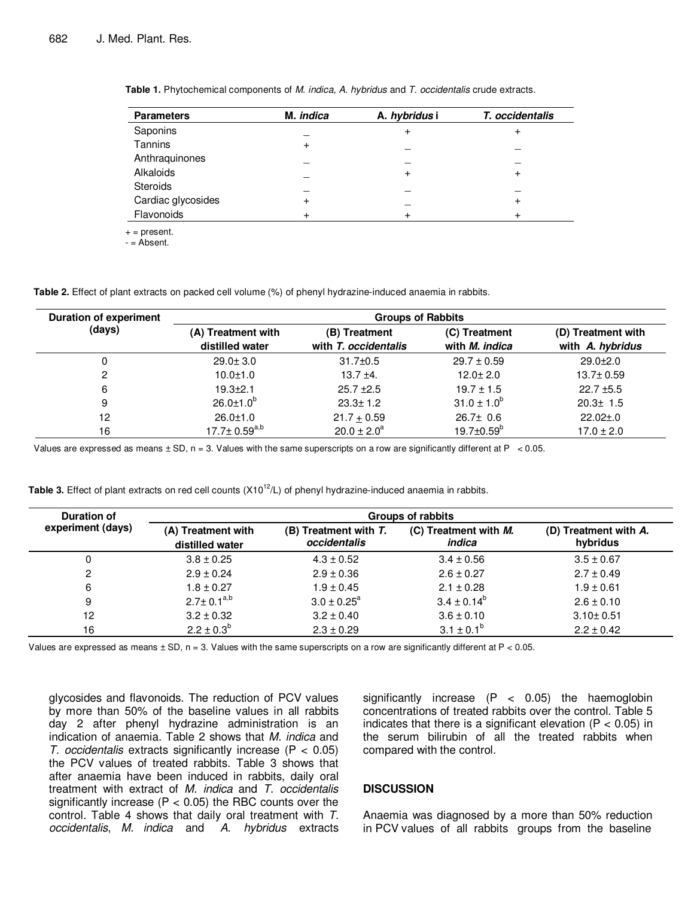**Table 1.** Phytochemical components of *M. indica, A. hybridus* and *T. occidentalis* crude extracts.

| Parameters | M. *indica* | A. *hybridus* i | *T. occidentalis* |
|---|---|---|---|
| Saponins | _ | + | + |
| Tannins | + | _ | _ |
| Anthraquinones | _ | _ | _ |
| Alkaloids | _ | + | + |
| Steroids | _ | _ | _ |
| Cardiac glycosides | + | _ | + |
| Flavonoids | + | + | + |

+ = present.
- = Absent.

**Table 2.** Effect of plant extracts on packed cell volume (%) of phenyl hydrazine-induced anaemia in rabbits.

| Duration of experiment (days) | Groups of Rabbits | | | |
|---|---|---|---|---|
| | (A) Treatment with distilled water | (B) Treatment with *T. occidentalis* | (C) Treatment with *M. indica* | (D) Treatment with *A. hybridus* |
| 0 | 29.0± 3.0 | 31.7±0.5 | 29.7 ± 0.59 | 29.0±2.0 |
| 2 | 10.0±1.0 | 13.7 ±4. | 12.0± 2.0 | 13.7± 0.59 |
| 6 | 19.3±2.1 | 25.7 ±2.5 | 19.7 ± 1.5 | 22.7 ±5.5 |
| 9 | 26.0±1.0$^{b}$ | 23.3± 1.2 | 31.0 ± 1.0$^{b}$ | 20.3± 1.5 |
| 12 | 26.0±1.0 | 21.7 ± 0.59 | 26.7± 0.6 | 22.02±.0 |
| 16 | 17.7± 0.59$^{a,b}$ | 20.0 ± 2.0$^{a}$ | 19.7±0.59$^{b}$ | 17.0 ± 2.0 |

Values are expressed as means ± SD, n = 3. Values with the same superscripts on a row are significantly different at $P < 0.05$.

**Table 3.** Effect of plant extracts on red cell counts ($X10^{12}/L$) of phenyl hydrazine-induced anaemia in rabbits.

| Duration of experiment (days) | Groups of rabbits | | | |
|---|---|---|---|---|
| | (A) Treatment with distilled water | (B) Treatment with *T. occidentalis* | (C) Treatment with *M. indica* | (D) Treatment with *A. hybridus* |
| 0 | 3.8 ± 0.25 | 4.3 ± 0.52 | 3.4 ± 0.56 | 3.5 ± 0.67 |
| 2 | 2.9 ± 0.24 | 2.9 ± 0.36 | 2.6 ± 0.27 | 2.7 ± 0.49 |
| 6 | 1.8 ± 0.27 | 1.9 ± 0.45 | 2.1 ± 0.28 | 1.9 ± 0.61 |
| 9 | 2.7± 0.1$^{a,b}$ | 3.0 ± 0.25$^{a}$ | 3.4 ± 0.14$^{b}$ | 2.6 ± 0.10 |
| 12 | 3.2 ± 0.32 | 3.2 ± 0.40 | 3.6 ± 0.10 | 3.10± 0.51 |
| 16 | 2.2 ± 0.3$^{b}$ | 2.3 ± 0.29 | 3.1 ± 0.1$^{b}$ | 2.2 ± 0.42 |

Values are expressed as means ± SD, n = 3. Values with the same superscripts on a row are significantly different at $P < 0.05$.

glycosides and flavonoids. The reduction of PCV values by more than 50% of the baseline values in all rabbits day 2 after phenyl hydrazine administration is an indication of anaemia. Table 2 shows that *M. indica* and *T. occidentalis* extracts significantly increase ($P < 0.05$) the PCV values of treated rabbits. Table 3 shows that after anaemia have been induced in rabbits, daily oral treatment with extract of *M. indica* and *T. occidentalis* significantly increase ($P < 0.05$) the RBC counts over the control. Table 4 shows that daily oral treatment with *T. occidentalis*, *M. indica* and *A. hybridus* extracts significantly increase ($P < 0.05$) the haemoglobin concentrations of treated rabbits over the control. Table 5 indicates that there is a significant elevation ($P < 0.05$) in the serum bilirubin of all the treated rabbits when compared with the control.

## DISCUSSION

Anaemia was diagnosed by a more than 50% reduction in PCV values of all rabbits groups from the baseline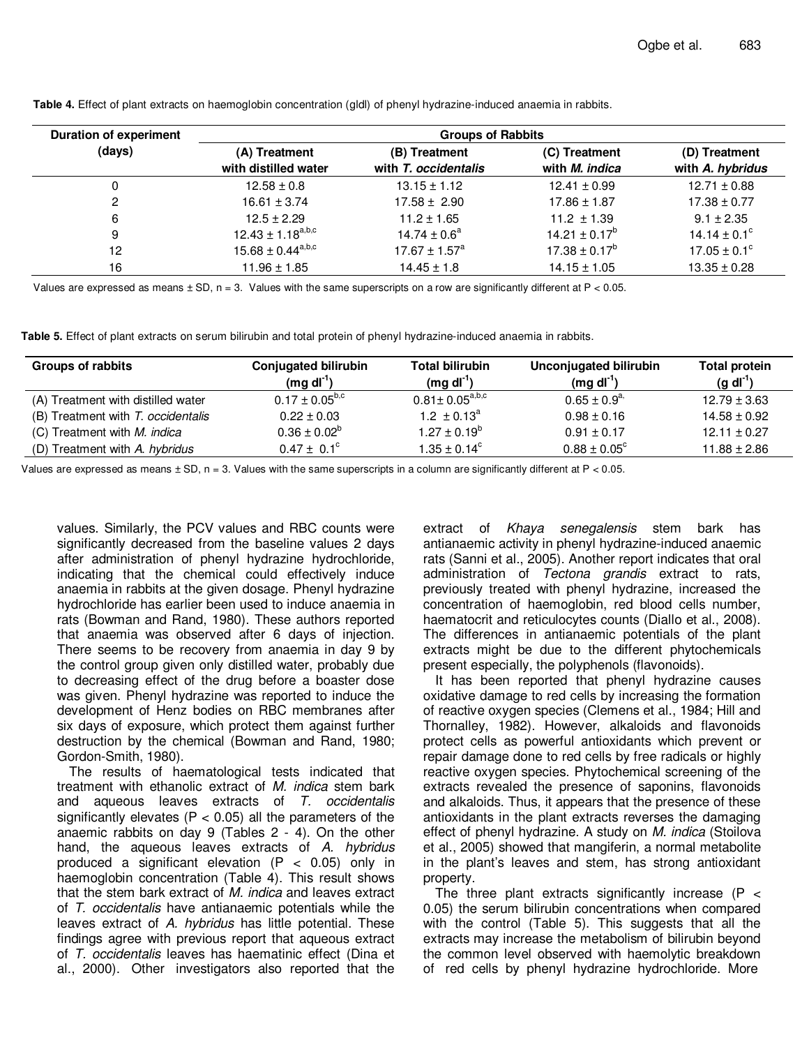**Table 4.** Effect of plant extracts on haemoglobin concentration (gldl) of phenyl hydrazine-induced anaemia in rabbits.

| Duration of experiment (days) | Groups of Rabbits | | | |
|---|---|---|---|---|
| | (A) Treatment with distilled water | (B) Treatment with *T. occidentalis* | (C) Treatment with *M. indica* | (D) Treatment with *A. hybridus* |
| 0 | 12.58 ± 0.8 | 13.15 ± 1.12 | 12.41 ± 0.99 | 12.71 ± 0.88 |
| 2 | 16.61 ± 3.74 | 17.58 ± 2.90 | 17.86 ± 1.87 | 17.38 ± 0.77 |
| 6 | 12.5 ± 2.29 | 11.2 ± 1.65 | 11.2 ± 1.39 | 9.1 ± 2.35 |
| 9 | 12.43 ± 1.18$^{a,b,c}$ | 14.74 ± 0.6$^{a}$ | 14.21 ± 0.17$^{b}$ | 14.14 ± 0.1$^{c}$ |
| 12 | 15.68 ± 0.44$^{a,b,c}$ | 17.67 ± 1.57$^{a}$ | 17.38 ± 0.17$^{b}$ | 17.05 ± 0.1$^{c}$ |
| 16 | 11.96 ± 1.85 | 14.45 ± 1.8 | 14.15 ± 1.05 | 13.35 ± 0.28 |

Values are expressed as means ± SD, n = 3. Values with the same superscripts on a row are significantly different at P < 0.05.

**Table 5.** Effect of plant extracts on serum bilirubin and total protein of phenyl hydrazine-induced anaemia in rabbits.

| Groups of rabbits | Conjugated bilirubin (mg dl$^{-1}$) | Total bilirubin (mg dl$^{-1}$) | Unconjugated bilirubin (mg dl$^{-1}$) | Total protein (g dl$^{-1}$) |
|---|---|---|---|---|
| (A) Treatment with distilled water | 0.17 ± 0.05$^{b,c}$ | 0.81± 0.05$^{a,b,c}$ | 0.65 ± 0.9$^{a,}$ | 12.79 ± 3.63 |
| (B) Treatment with *T. occidentalis* | 0.22 ± 0.03 | 1.2 ± 0.13$^{a}$ | 0.98 ± 0.16 | 14.58 ± 0.92 |
| (C) Treatment with *M. indica* | 0.36 ± 0.02$^{b}$ | 1.27 ± 0.19$^{b}$ | 0.91 ± 0.17 | 12.11 ± 0.27 |
| (D) Treatment with *A. hybridus* | 0.47 ± 0.1$^{c}$ | 1.35 ± 0.14$^{c}$ | 0.88 ± 0.05$^{c}$ | 11.88 ± 2.86 |

Values are expressed as means ± SD, n = 3. Values with the same superscripts in a column are significantly different at P < 0.05.

values. Similarly, the PCV values and RBC counts were significantly decreased from the baseline values 2 days after administration of phenyl hydrazine hydrochloride, indicating that the chemical could effectively induce anaemia in rabbits at the given dosage. Phenyl hydrazine hydrochloride has earlier been used to induce anaemia in rats (Bowman and Rand, 1980). These authors reported that anaemia was observed after 6 days of injection. There seems to be recovery from anaemia in day 9 by the control group given only distilled water, probably due to decreasing effect of the drug before a boaster dose was given. Phenyl hydrazine was reported to induce the development of Henz bodies on RBC membranes after six days of exposure, which protect them against further destruction by the chemical (Bowman and Rand, 1980; Gordon-Smith, 1980).

The results of haematological tests indicated that treatment with ethanolic extract of *M. indica* stem bark and aqueous leaves extracts of *T. occidentalis* significantly elevates (P < 0.05) all the parameters of the anaemic rabbits on day 9 (Tables 2 - 4). On the other hand, the aqueous leaves extracts of *A. hybridus* produced a significant elevation (P < 0.05) only in haemoglobin concentration (Table 4). This result shows that the stem bark extract of *M. indica* and leaves extract of *T. occidentalis* have antianaemic potentials while the leaves extract of *A. hybridus* has little potential. These findings agree with previous report that aqueous extract of *T. occidentalis* leaves has haematinic effect (Dina et al., 2000). Other investigators also reported that the extract of *Khaya senegalensis* stem bark has antianaemic activity in phenyl hydrazine-induced anaemic rats (Sanni et al., 2005). Another report indicates that oral administration of *Tectona grandis* extract to rats, previously treated with phenyl hydrazine, increased the concentration of haemoglobin, red blood cells number, haematocrit and reticulocytes counts (Diallo et al., 2008). The differences in antianaemic potentials of the plant extracts might be due to the different phytochemicals present especially, the polyphenols (flavonoids).

It has been reported that phenyl hydrazine causes oxidative damage to red cells by increasing the formation of reactive oxygen species (Clemens et al., 1984; Hill and Thornalley, 1982). However, alkaloids and flavonoids protect cells as powerful antioxidants which prevent or repair damage done to red cells by free radicals or highly reactive oxygen species. Phytochemical screening of the extracts revealed the presence of saponins, flavonoids and alkaloids. Thus, it appears that the presence of these antioxidants in the plant extracts reverses the damaging effect of phenyl hydrazine. A study on *M. indica* (Stoilova et al., 2005) showed that mangiferin, a normal metabolite in the plant's leaves and stem, has strong antioxidant property.

The three plant extracts significantly increase (P < 0.05) the serum bilirubin concentrations when compared with the control (Table 5). This suggests that all the extracts may increase the metabolism of bilirubin beyond the common level observed with haemolytic breakdown of red cells by phenyl hydrazine hydrochloride. More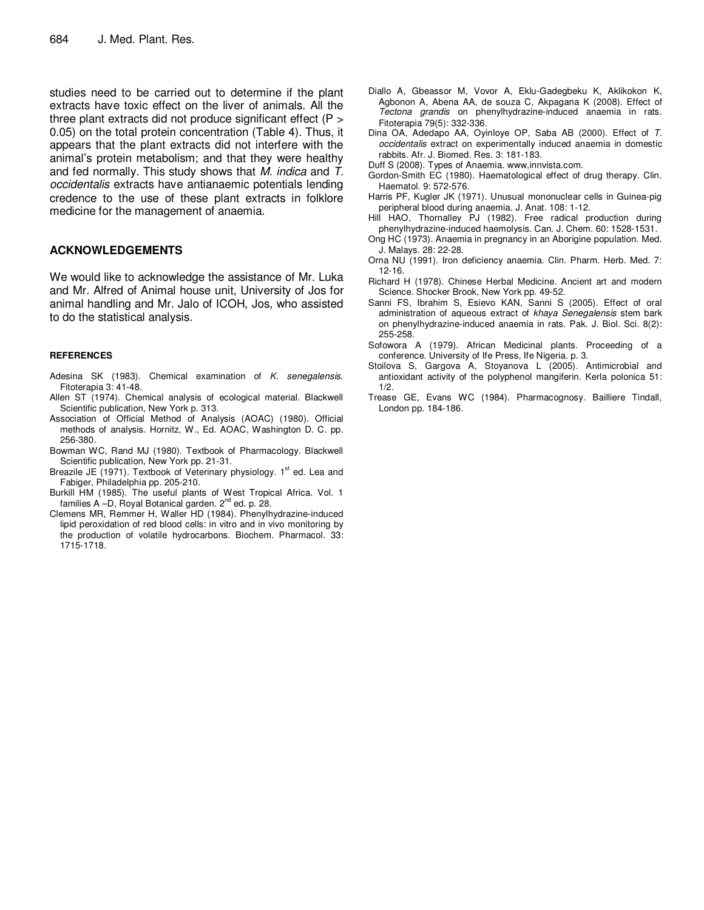studies need to be carried out to determine if the plant extracts have toxic effect on the liver of animals. All the three plant extracts did not produce significant effect ($P > 0.05$) on the total protein concentration (Table 4). Thus, it appears that the plant extracts did not interfere with the animal's protein metabolism; and that they were healthy and fed normally. This study shows that *M. indica* and *T. occidentalis* extracts have antianaemic potentials lending credence to the use of these plant extracts in folklore medicine for the management of anaemia.

## ACKNOWLEDGEMENTS

We would like to acknowledge the assistance of Mr. Luka and Mr. Alfred of Animal house unit, University of Jos for animal handling and Mr. Jalo of ICOH, Jos, who assisted to do the statistical analysis.

## REFERENCES

Adesina SK (1983). Chemical examination of *K. senegalensis*. Fitoterapia 3: 41-48.

Allen ST (1974). Chemical analysis of ecological material. Blackwell Scientific publication, New York p. 313.

Association of Official Method of Analysis (AOAC) (1980). Official methods of analysis. Hornitz, W., Ed. AOAC, Washington D. C. pp. 256-380.

Bowman WC, Rand MJ (1980). Textbook of Pharmacology. Blackwell Scientific publication, New York pp. 21-31.

Breazile JE (1971). Textbook of Veterinary physiology. 1st ed. Lea and Fabiger, Philadelphia pp. 205-210.

Burkill HM (1985). The useful plants of West Tropical Africa. Vol. 1 families A –D, Royal Botanical garden. 2nd ed. p. 28.

Clemens MR, Remmer H, Waller HD (1984). Phenylhydrazine-induced lipid peroxidation of red blood cells: in vitro and in vivo monitoring by the production of volatile hydrocarbons. Biochem. Pharmacol. 33: 1715-1718.

Diallo A, Gbeassor M, Vovor A, Eklu-Gadegbeku K, Aklikokon K, Agbonon A, Abena AA, de souza C, Akpagana K (2008). Effect of *Tectona grandis* on phenylhydrazine-induced anaemia in rats. Fitoterapia 79(5): 332-336.

Dina OA, Adedapo AA, Oyinloye OP, Saba AB (2000). Effect of *T. occidentalis* extract on experimentally induced anaemia in domestic rabbits. Afr. J. Biomed. Res. 3: 181-183.

Duff S (2008). Types of Anaemia. www,innvista.com.

Gordon-Smith EC (1980). Haematological effect of drug therapy. Clin. Haematol. 9: 572-576.

Harris PF, Kugler JK (1971). Unusual mononuclear cells in Guinea-pig peripheral blood during anaemia. J. Anat. 108: 1-12.

Hill HAO, Thornalley PJ (1982). Free radical production during phenylhydrazine-induced haemolysis. Can. J. Chem. 60: 1528-1531.

Ong HC (1973). Anaemia in pregnancy in an Aborigine population. Med. J. Malays. 28: 22-28.

Orna NU (1991). Iron deficiency anaemia. Clin. Pharm. Herb. Med. 7: 12-16.

Richard H (1978). Chinese Herbal Medicine. Ancient art and modern Science. Shocker Brook, New York pp. 49-52.

Sanni FS, Ibrahim S, Esievo KAN, Sanni S (2005). Effect of oral administration of aqueous extract of *khaya Senegalensis* stem bark on phenylhydrazine-induced anaemia in rats. Pak. J. Biol. Sci. 8(2): 255-258.

Sofowora A (1979). African Medicinal plants. Proceeding of a conference. University of Ife Press, Ife Nigeria. p. 3.

Stoilova S, Gargova A, Stoyanova L (2005). Antimicrobial and antioxidant activity of the polyphenol mangiferin. Kerla polonica 51: 1/2.

Trease GE, Evans WC (1984). Pharmacognosy. Bailliere Tindall, London pp. 184-186.